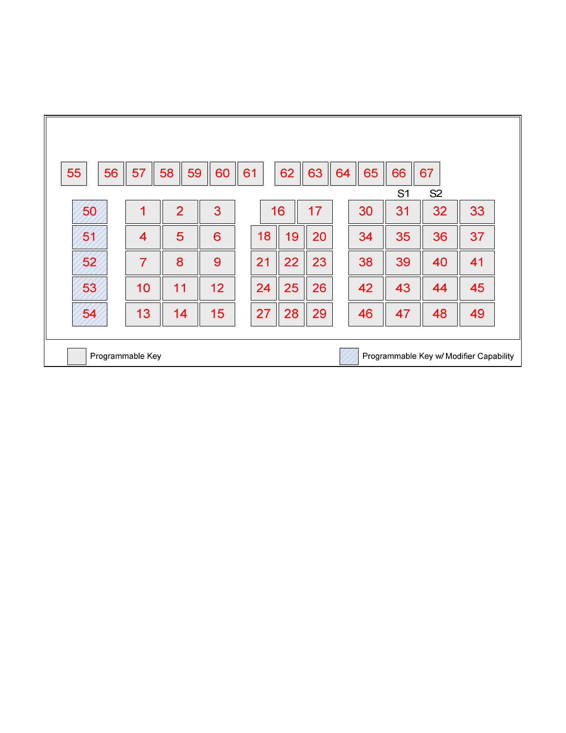| 55 | | 56 | 57 | 58 | 59 | 60 | 61 | | 62 | 63 | 64 | 65 | 66 | 67 |
|---|---|---|---|---|---|---|---|---|---|---|---|---|---|---|

| | | | | | | | | | S1 | S2 | |
|---|---|---|---|---|---|---|---|---|---|---|---|
| 50 | 1 | 2 | 3 | | 16 | 17 | | 30 | 31 | 32 | 33 |
| 51 | 4 | 5 | 6 | 18 | 19 | 20 | | 34 | 35 | 36 | 37 |
| 52 | 7 | 8 | 9 | 21 | 22 | 23 | | 38 | 39 | 40 | 41 |
| 53 | 10 | 11 | 12 | 24 | 25 | 26 | | 42 | 43 | 44 | 45 |
| 54 | 13 | 14 | 15 | 27 | 28 | 29 | | 46 | 47 | 48 | 49 |

Programmable Key

Programmable Key w/ Modifier Capability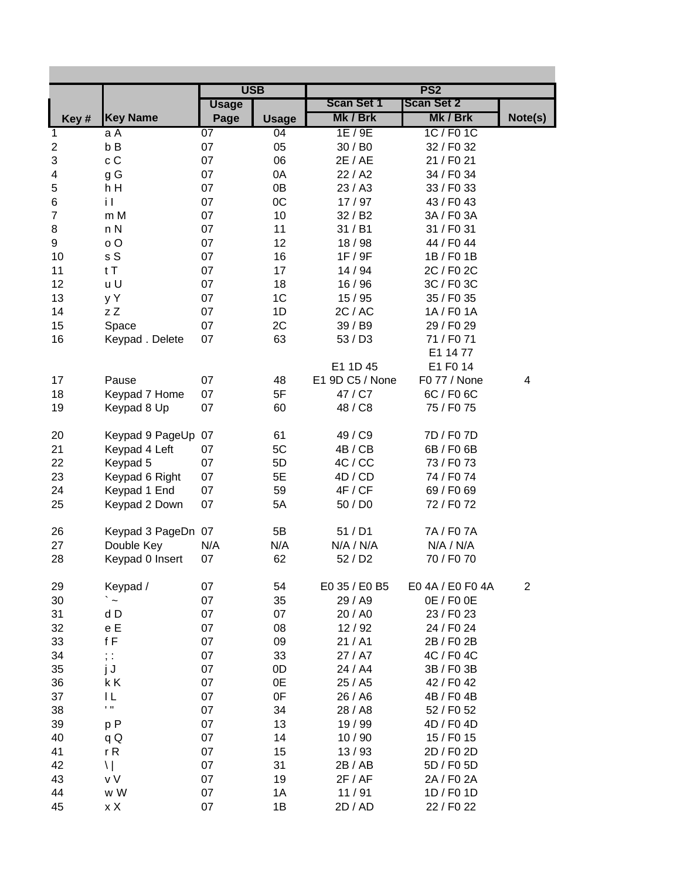| Key # | Key Name | USB Usage Page | USB Usage | PS2 Scan Set 1 Mk / Brk | PS2 Scan Set 2 Mk / Brk | Note(s) |
|---|---|---|---|---|---|---|
| 1 | a A | 07 | 04 | 1E / 9E | 1C / F0 1C | |
| 2 | b B | 07 | 05 | 30 / B0 | 32 / F0 32 | |
| 3 | c C | 07 | 06 | 2E / AE | 21 / F0 21 | |
| 4 | g G | 07 | 0A | 22 / A2 | 34 / F0 34 | |
| 5 | h H | 07 | 0B | 23 / A3 | 33 / F0 33 | |
| 6 | i I | 07 | 0C | 17 / 97 | 43 / F0 43 | |
| 7 | m M | 07 | 10 | 32 / B2 | 3A / F0 3A | |
| 8 | n N | 07 | 11 | 31 / B1 | 31 / F0 31 | |
| 9 | o O | 07 | 12 | 18 / 98 | 44 / F0 44 | |
| 10 | s S | 07 | 16 | 1F / 9F | 1B / F0 1B | |
| 11 | t T | 07 | 17 | 14 / 94 | 2C / F0 2C | |
| 12 | u U | 07 | 18 | 16 / 96 | 3C / F0 3C | |
| 13 | y Y | 07 | 1C | 15 / 95 | 35 / F0 35 | |
| 14 | z Z | 07 | 1D | 2C / AC | 1A / F0 1A | |
| 15 | Space | 07 | 2C | 39 / B9 | 29 / F0 29 | |
| 16 | Keypad . Delete | 07 | 63 | 53 / D3 | 71 / F0 71 | |
| 17 | Pause | 07 | 48 | E1 1D 45 E1 9D C5 / None | E1 14 77 E1 F0 14 F0 77 / None | 4 |
| 18 | Keypad 7 Home | 07 | 5F | 47 / C7 | 6C / F0 6C | |
| 19 | Keypad 8 Up | 07 | 60 | 48 / C8 | 75 / F0 75 | |
| 20 | Keypad 9 PageUp | 07 | 61 | 49 / C9 | 7D / F0 7D | |
| 21 | Keypad 4 Left | 07 | 5C | 4B / CB | 6B / F0 6B | |
| 22 | Keypad 5 | 07 | 5D | 4C / CC | 73 / F0 73 | |
| 23 | Keypad 6 Right | 07 | 5E | 4D / CD | 74 / F0 74 | |
| 24 | Keypad 1 End | 07 | 59 | 4F / CF | 69 / F0 69 | |
| 25 | Keypad 2 Down | 07 | 5A | 50 / D0 | 72 / F0 72 | |
| 26 | Keypad 3 PageDn | 07 | 5B | 51 / D1 | 7A / F0 7A | |
| 27 | Double Key | N/A | N/A | N/A / N/A | N/A / N/A | |
| 28 | Keypad 0 Insert | 07 | 62 | 52 / D2 | 70 / F0 70 | |
| 29 | Keypad / | 07 | 54 | E0 35 / E0 B5 | E0 4A / E0 F0 4A | 2 |
| 30 | ` ~ | 07 | 35 | 29 / A9 | 0E / F0 0E | |
| 31 | d D | 07 | 07 | 20 / A0 | 23 / F0 23 | |
| 32 | e E | 07 | 08 | 12 / 92 | 24 / F0 24 | |
| 33 | f F | 07 | 09 | 21 / A1 | 2B / F0 2B | |
| 34 | ; : | 07 | 33 | 27 / A7 | 4C / F0 4C | |
| 35 | j J | 07 | 0D | 24 / A4 | 3B / F0 3B | |
| 36 | k K | 07 | 0E | 25 / A5 | 42 / F0 42 | |
| 37 | l L | 07 | 0F | 26 / A6 | 4B / F0 4B | |
| 38 | ' " | 07 | 34 | 28 / A8 | 52 / F0 52 | |
| 39 | p P | 07 | 13 | 19 / 99 | 4D / F0 4D | |
| 40 | q Q | 07 | 14 | 10 / 90 | 15 / F0 15 | |
| 41 | r R | 07 | 15 | 13 / 93 | 2D / F0 2D | |
| 42 | \ \| | 07 | 31 | 2B / AB | 5D / F0 5D | |
| 43 | v V | 07 | 19 | 2F / AF | 2A / F0 2A | |
| 44 | w W | 07 | 1A | 11 / 91 | 1D / F0 1D | |
| 45 | x X | 07 | 1B | 2D / AD | 22 / F0 22 | |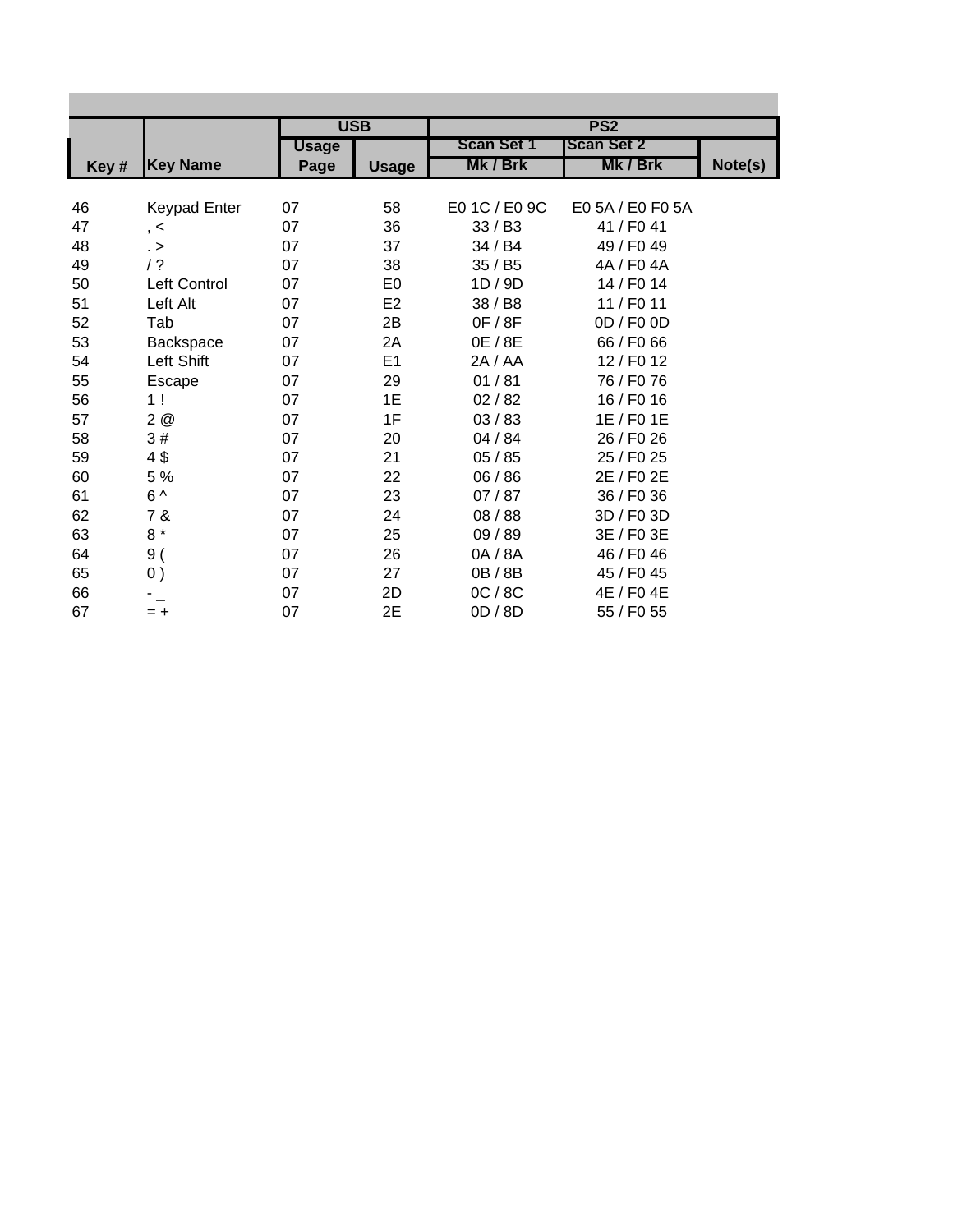| | | USB | | PS2 | | |
|---|---|---|---|---|---|---|
| | | Usage | | Scan Set 1 | Scan Set 2 | |
| Key # | Key Name | Page | Usage | Mk / Brk | Mk / Brk | Note(s) |
| 46 | Keypad Enter | 07 | 58 | E0 1C / E0 9C | E0 5A / E0 F0 5A | |
| 47 | , < | 07 | 36 | 33 / B3 | 41 / F0 41 | |
| 48 | . > | 07 | 37 | 34 / B4 | 49 / F0 49 | |
| 49 | / ? | 07 | 38 | 35 / B5 | 4A / F0 4A | |
| 50 | Left Control | 07 | E0 | 1D / 9D | 14 / F0 14 | |
| 51 | Left Alt | 07 | E2 | 38 / B8 | 11 / F0 11 | |
| 52 | Tab | 07 | 2B | 0F / 8F | 0D / F0 0D | |
| 53 | Backspace | 07 | 2A | 0E / 8E | 66 / F0 66 | |
| 54 | Left Shift | 07 | E1 | 2A / AA | 12 / F0 12 | |
| 55 | Escape | 07 | 29 | 01 / 81 | 76 / F0 76 | |
| 56 | 1 ! | 07 | 1E | 02 / 82 | 16 / F0 16 | |
| 57 | 2 @ | 07 | 1F | 03 / 83 | 1E / F0 1E | |
| 58 | 3 # | 07 | 20 | 04 / 84 | 26 / F0 26 | |
| 59 | 4 $ | 07 | 21 | 05 / 85 | 25 / F0 25 | |
| 60 | 5 % | 07 | 22 | 06 / 86 | 2E / F0 2E | |
| 61 | 6 ^ | 07 | 23 | 07 / 87 | 36 / F0 36 | |
| 62 | 7 & | 07 | 24 | 08 / 88 | 3D / F0 3D | |
| 63 | 8 * | 07 | 25 | 09 / 89 | 3E / F0 3E | |
| 64 | 9 ( | 07 | 26 | 0A / 8A | 46 / F0 46 | |
| 65 | 0 ) | 07 | 27 | 0B / 8B | 45 / F0 45 | |
| 66 | - _ | 07 | 2D | 0C / 8C | 4E / F0 4E | |
| 67 | = + | 07 | 2E | 0D / 8D | 55 / F0 55 | |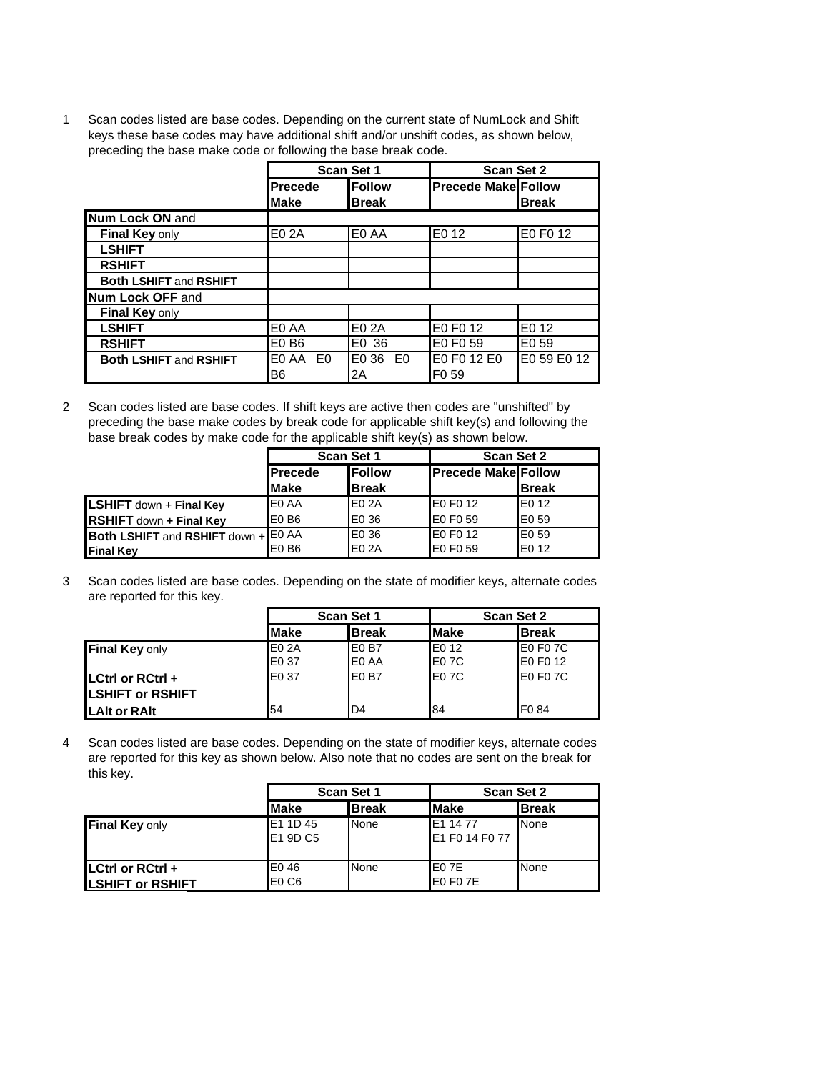1 Scan codes listed are base codes. Depending on the current state of NumLock and Shift keys these base codes may have additional shift and/or unshift codes, as shown below, preceding the base make code or following the base break code.

| | Scan Set 1 | | Scan Set 2 | |
|---|---|---|---|---|
| | Precede Make | Follow Break | Precede Make | Follow Break |
| **Num Lock ON** and | | | | |
| **Final Key** only | E0 2A | E0 AA | E0 12 | E0 F0 12 |
| **LSHIFT** | | | | |
| **RSHIFT** | | | | |
| **Both LSHIFT** and **RSHIFT** | | | | |
| **Num Lock OFF** and | | | | |
| **Final Key** only | | | | |
| **LSHIFT** | E0 AA | E0 2A | E0 F0 12 | E0 12 |
| **RSHIFT** | E0 B6 | E0 36 | E0 F0 59 | E0 59 |
| **Both LSHIFT** and **RSHIFT** | E0 AA E0 B6 | E0 36 E0 2A | E0 F0 12 E0 F0 59 | E0 59 E0 12 |

2 Scan codes listed are base codes. If shift keys are active then codes are "unshifted" by preceding the base make codes by break code for applicable shift key(s) and following the base break codes by make code for the applicable shift key(s) as shown below.

| | Scan Set 1 | | Scan Set 2 | |
|---|---|---|---|---|
| | Precede Make | Follow Break | Precede Make | Follow Break |
| **LSHIFT** down + **Final Key** | E0 AA | E0 2A | E0 F0 12 | E0 12 |
| **RSHIFT** down **+ Final Key** | E0 B6 | E0 36 | E0 F0 59 | E0 59 |
| **Both LSHIFT** and **RSHIFT** down **+ Final Key** | E0 AA E0 B6 | E0 36 E0 2A | E0 F0 12 E0 F0 59 | E0 59 E0 12 |

3 Scan codes listed are base codes. Depending on the state of modifier keys, alternate codes are reported for this key.

| | Scan Set 1 | | Scan Set 2 | |
|---|---|---|---|---|
| | Make | Break | Make | Break |
| **Final Key** only | E0 2A E0 37 | E0 B7 E0 AA | E0 12 E0 7C | E0 F0 7C E0 F0 12 |
| **LCtrl or RCtrl + LSHIFT or RSHIFT** | E0 37 | E0 B7 | E0 7C | E0 F0 7C |
| **LAlt or RAlt** | 54 | D4 | 84 | F0 84 |

4 Scan codes listed are base codes. Depending on the state of modifier keys, alternate codes are reported for this key as shown below. Also note that no codes are sent on the break for this key.

| | Scan Set 1 | | Scan Set 2 | |
|---|---|---|---|---|
| | Make | Break | Make | Break |
| **Final Key** only | E1 1D 45 E1 9D C5 | None | E1 14 77 E1 F0 14 F0 77 | None |
| **LCtrl or RCtrl + LSHIFT or RSHIFT** | E0 46 E0 C6 | None | E0 7E E0 F0 7E | None |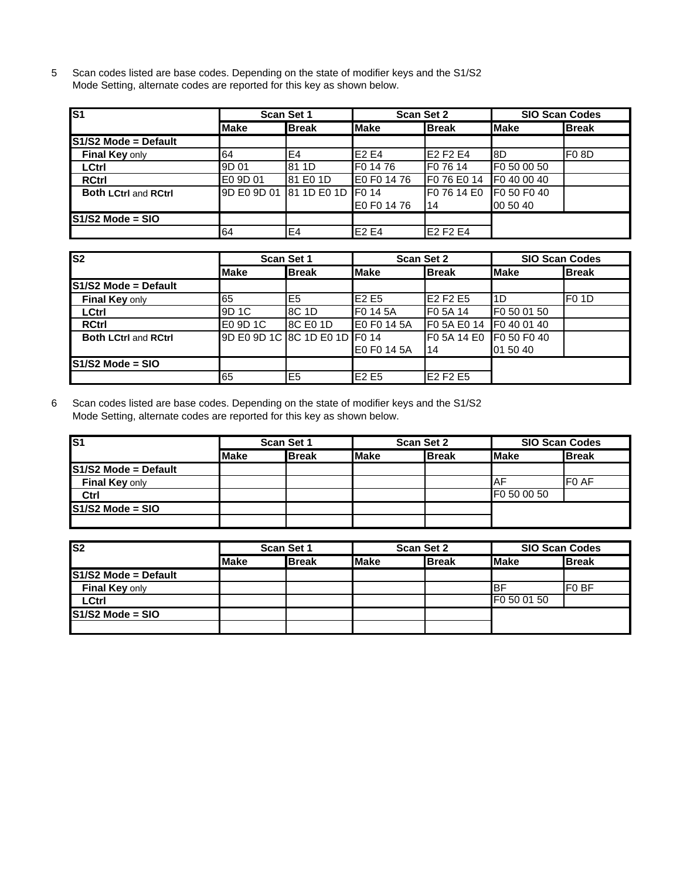5 Scan codes listed are base codes. Depending on the state of modifier keys and the S1/S2 Mode Setting, alternate codes are reported for this key as shown below.

| **S1** | **Scan Set 1** | | **Scan Set 2** | | **SIO Scan Codes** | |
|---|---|---|---|---|---|---|
| | **Make** | **Break** | **Make** | **Break** | **Make** | **Break** |
| **S1/S2 Mode = Default** | | | | | | |
| **Final Key** only | 64 | E4 | E2 E4 | E2 F2 E4 | 8D | F0 8D |
| **LCtrl** | 9D 01 | 81 1D | F0 14 76 | F0 76 14 | F0 50 00 50 | |
| **RCtrl** | E0 9D 01 | 81 E0 1D | E0 F0 14 76 | F0 76 E0 14 | F0 40 00 40 | |
| **Both LCtrl** and **RCtrl** | 9D E0 9D 01 | 81 1D E0 1D | F0 14 E0 F0 14 76 | F0 76 14 E0 14 | F0 50 F0 40 00 50 40 | |
| **S1/S2 Mode = SIO** | | | | | | |
| | 64 | E4 | E2 E4 | E2 F2 E4 | | |

| **S2** | **Scan Set 1** | | **Scan Set 2** | | **SIO Scan Codes** | |
|---|---|---|---|---|---|---|
| | **Make** | **Break** | **Make** | **Break** | **Make** | **Break** |
| **S1/S2 Mode = Default** | | | | | | |
| **Final Key** only | 65 | E5 | E2 E5 | E2 F2 E5 | 1D | F0 1D |
| **LCtrl** | 9D 1C | 8C 1D | F0 14 5A | F0 5A 14 | F0 50 01 50 | |
| **RCtrl** | E0 9D 1C | 8C E0 1D | E0 F0 14 5A | F0 5A E0 14 | F0 40 01 40 | |
| **Both LCtrl** and **RCtrl** | 9D E0 9D 1C | 8C 1D E0 1D | F0 14 E0 F0 14 5A | F0 5A 14 E0 14 | F0 50 F0 40 01 50 40 | |
| **S1/S2 Mode = SIO** | | | | | | |
| | 65 | E5 | E2 E5 | E2 F2 E5 | | |

6 Scan codes listed are base codes. Depending on the state of modifier keys and the S1/S2 Mode Setting, alternate codes are reported for this key as shown below.

| **S1** | **Scan Set 1** | | **Scan Set 2** | | **SIO Scan Codes** | |
|---|---|---|---|---|---|---|
| | **Make** | **Break** | **Make** | **Break** | **Make** | **Break** |
| **S1/S2 Mode = Default** | | | | | | |
| **Final Key** only | | | | | AF | F0 AF |
| **Ctrl** | | | | | F0 50 00 50 | |
| **S1/S2 Mode = SIO** | | | | | | |
| | | | | | | |

| **S2** | **Scan Set 1** | | **Scan Set 2** | | **SIO Scan Codes** | |
|---|---|---|---|---|---|---|
| | **Make** | **Break** | **Make** | **Break** | **Make** | **Break** |
| **S1/S2 Mode = Default** | | | | | | |
| **Final Key** only | | | | | BF | F0 BF |
| **LCtrl** | | | | | F0 50 01 50 | |
| **S1/S2 Mode = SIO** | | | | | | |
| | | | | | | |